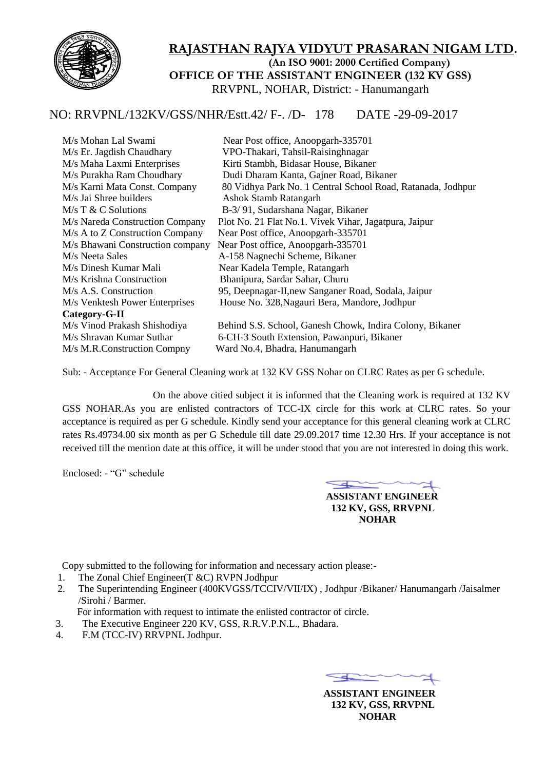# RAJASTHAN RAJYA VIDYUT PRASARAN NIGAM LTD.

**(An ISO 9001: 2000 Certified Company)**

**OFFICE OF THE ASSISTANT ENGINEER (132 KV GSS)**

RRVPNL, NOHAR, District: - Hanumangarh

NO: RRVPNL/132KV/GSS/NHR/Estt.42/ F-. /D- 178 DATE -29-09-2017

| | |
|---|---|
| M/s Mohan Lal Swami | Near Post office, Anoopgarh-335701 |
| M/s Er. Jagdish Chaudhary | VPO-Thakari, Tahsil-Raisinghnagar |
| M/s Maha Laxmi Enterprises | Kirti Stambh, Bidasar House, Bikaner |
| M/s Purakha Ram Choudhary | Dudi Dharam Kanta, Gajner Road, Bikaner |
| M/s Karni Mata Const. Company | 80 Vidhya Park No. 1 Central School Road, Ratanada, Jodhpur |
| M/s Jai Shree builders | Ashok Stamb Ratangarh |
| M/s T & C Solutions | B-3/ 91, Sudarshana Nagar, Bikaner |
| M/s Nareda Construction Company | Plot No. 21 Flat No.1. Vivek Vihar, Jagatpura, Jaipur |
| M/s A to Z Construction Company | Near Post office, Anoopgarh-335701 |
| M/s Bhawani Construction company | Near Post office, Anoopgarh-335701 |
| M/s Neeta Sales | A-158 Nagnechi Scheme, Bikaner |
| M/s Dinesh Kumar Mali | Near Kadela Temple, Ratangarh |
| M/s Krishna Construction | Bhanipura, Sardar Sahar, Churu |
| M/s A.S. Construction | 95, Deepnagar-II,new Sanganer Road, Sodala, Jaipur |
| M/s Venktesh Power Enterprises | House No. 328,Nagauri Bera, Mandore, Jodhpur |
| **Category-G-II** | |
| M/s Vinod Prakash Shishodiya | Behind S.S. School, Ganesh Chowk, Indira Colony, Bikaner |
| M/s Shravan Kumar Suthar | 6-CH-3 South Extension, Pawanpuri, Bikaner |
| M/s M.R.Construction Compny | Ward No.4, Bhadra, Hanumangarh |

Sub: - Acceptance For General Cleaning work at 132 KV GSS Nohar on CLRC Rates as per G schedule.

On the above citied subject it is informed that the Cleaning work is required at 132 KV GSS NOHAR.As you are enlisted contractors of TCC-IX circle for this work at CLRC rates. So your acceptance is required as per G schedule. Kindly send your acceptance for this general cleaning work at CLRC rates Rs.49734.00 six month as per G Schedule till date 29.09.2017 time 12.30 Hrs. If your acceptance is not received till the mention date at this office, it will be under stood that you are not interested in doing this work.

Enclosed: - "G" schedule

**ASSISTANT ENGINEER**
**132 KV, GSS, RRVPNL**
**NOHAR**

Copy submitted to the following for information and necessary action please:-

1. The Zonal Chief Engineer(T &C) RVPN Jodhpur
2. The Superintending Engineer (400KVGSS/TCCIV/VII/IX) , Jodhpur /Bikaner/ Hanumangarh /Jaisalmer /Sirohi / Barmer.
   For information with request to intimate the enlisted contractor of circle.
3. The Executive Engineer 220 KV, GSS, R.R.V.P.N.L., Bhadara.
4. F.M (TCC-IV) RRVPNL Jodhpur.

**ASSISTANT ENGINEER**
**132 KV, GSS, RRVPNL**
**NOHAR**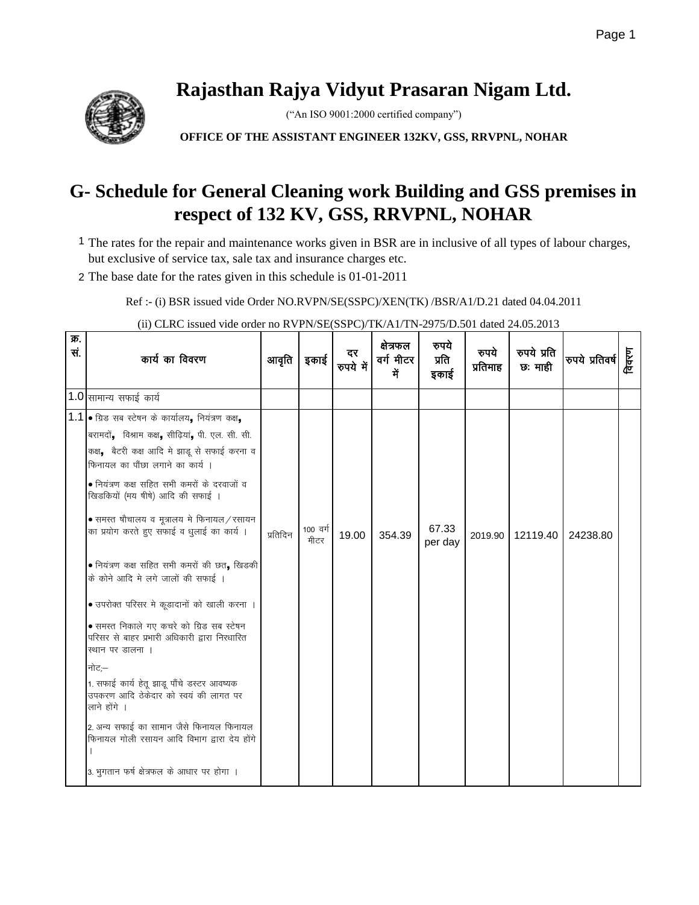# Rajasthan Rajya Vidyut Prasaran Nigam Ltd.

("An ISO 9001:2000 certified company")

**OFFICE OF THE ASSISTANT ENGINEER 132KV, GSS, RRVPNL, NOHAR**

## G- Schedule for General Cleaning work Building and GSS premises in respect of 132 KV, GSS, RRVPNL, NOHAR

1. The rates for the repair and maintenance works given in BSR are in inclusive of all types of labour charges, but exclusive of service tax, sale tax and insurance charges etc.
2. The base date for the rates given in this schedule is 01-01-2011

Ref :- (i) BSR issued vide Order NO.RVPN/SE(SSPC)/XEN(TK) /BSR/A1/D.21 dated 04.04.2011

(ii) CLRC issued vide order no RVPN/SE(SSPC)/TK/A1/TN-2975/D.501 dated 24.05.2013

| क्र. सं. | कार्य का विवरण | आवृति | इकाई | दर रुपये में | क्षेत्रफल वर्ग मीटर में | रुपये प्रति इकाई | रुपये प्रतिमाह | रुपये प्रति छः माही | रुपये प्रतिवर्ष | विवरण |
|---|---|---|---|---|---|---|---|---|---|---|
| 1.0 | सामान्य सफाई कार्य | | | | | | | | | |
| 1.1 | • ग्रिड सब स्टेषन के कार्यालय, नियंत्रण कक्ष, बरामदों, विश्राम कक्ष, सीढ़ियां, पी. एल. सी. सी. कक्ष, बैटरी कक्ष आदि मे झाडू से सफाई करना व फिनायल का पौंछा लगाने का कार्य ।<br>• नियंत्रण कक्ष सहित सभी कमरों के दरवाजों व खिडकियों (मय षीषे) आदि की सफाई ।<br>• समस्त षौचालय व मूत्रालय मे फिनायल/रसायन का प्रयोग करते हुए सफाई व धुलाई का कार्य ।<br>• नियंत्रण कक्ष सहित सभी कमरों की छत, खिडकी के कोने आदि मे लगे जालों की सफाई ।<br>• उपरोक्त परिसर मे कूडादानों को खाली करना ।<br>• समस्त निकाले गए कचरे को ग्रिड सब स्टेषन परिसर से बाहर प्रभारी अधिकारी द्वारा निरधारित स्थान पर डालना ।<br>नोटः—<br>1. सफाई कार्य हेतू झाडू पौंचे डस्टर आवष्यक उपकरण आदि ठेकेदार को स्वयं की लागत पर लाने होंगे ।<br>2. अन्य सफाई का सामान जैसे फिनायल फिनायल फिनायल गोली रसायन आदि विभाग द्वारा देय होंगे ।<br>3. भुगतान फर्ष क्षेत्रफल के आधार पर होगा । | प्रतिदिन | 100 वर्ग मीटर | 19.00 | 354.39 | 67.33 per day | 2019.90 | 12119.40 | 24238.80 | |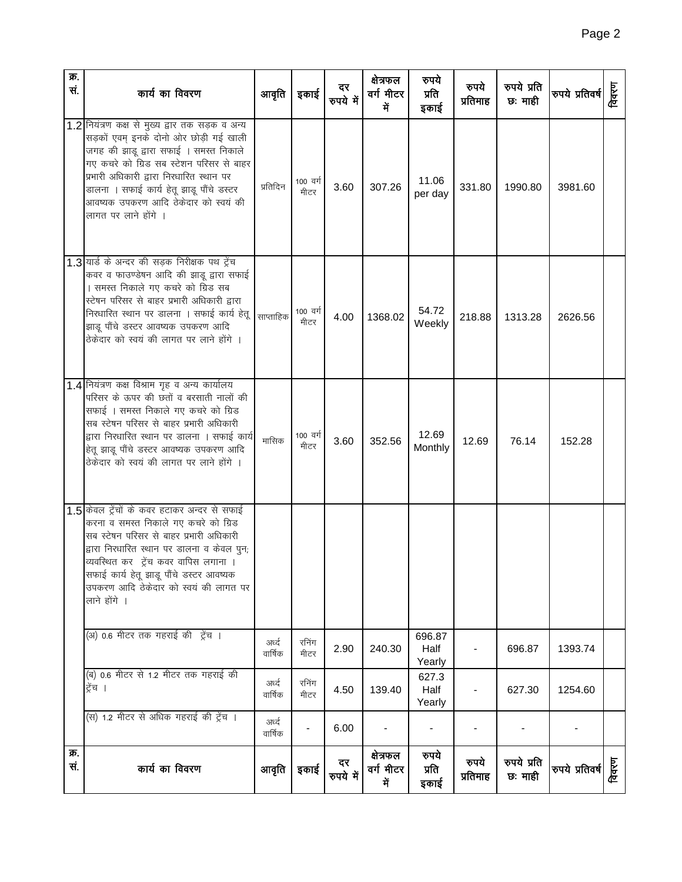| क्र. सं. | कार्य का विवरण | आवृति | इकाई | दर रुपये में | क्षेत्रफल वर्ग मीटर में | रुपये प्रति इकाई | रुपये प्रतिमाह | रुपये प्रति छः माही | रुपये प्रतिवर्ष | विवरण |
|---|---|---|---|---|---|---|---|---|---|---|
| 1.2 | नियंत्रण कक्ष से मुख्य द्वार तक सड़क व अन्य सड़कों एवम् इनके दोनो ओर छोड़ी गई खाली जगह की झाडू द्वारा सफाई । समस्त निकाले गए कचरे को ग्रिड सब स्टेशन परिसर से बाहर प्रभारी अधिकारी द्वारा निरधारित स्थान पर डालना । सफाई कार्य हेतू झाडू पौंचे डस्टर आवष्यक उपकरण आदि ठेकेदार को स्वयं की लागत पर लाने होंगे । | प्रतिदिन | 100 वर्ग मीटर | 3.60 | 307.26 | 11.06 per day | 331.80 | 1990.80 | 3981.60 | |
| 1.3 | यार्ड के अन्दर की सड़क निरीक्षक पथ ट्रेंच कवर व फाउण्डेषन आदि की झाडू द्वारा सफाई । समस्त निकाले गए कचरे को ग्रिड सब स्टेषन परिसर से बाहर प्रभारी अधिकारी द्वारा निरधारित स्थान पर डालना । सफाई कार्य हेतू झाडू पौंचे डस्टर आवष्यक उपकरण आदि ठेकेदार को स्वयं की लागत पर लाने होंगे । | साप्ताहिक | 100 वर्ग मीटर | 4.00 | 1368.02 | 54.72 Weekly | 218.88 | 1313.28 | 2626.56 | |
| 1.4 | नियंत्रण कक्ष विश्राम गृह व अन्य कार्यालय परिसर के ऊपर की छतों व बरसाती नालों की सफाई । समस्त निकाले गए कचरे को ग्रिड सब स्टेषन परिसर से बाहर प्रभारी अधिकारी द्वारा निरधारित स्थान पर डालना । सफाई कार्य हेतू झाडू पौंचे डस्टर आवष्यक उपकरण आदि ठेकेदार को स्वयं की लागत पर लाने होंगे । | मासिक | 100 वर्ग मीटर | 3.60 | 352.56 | 12.69 Monthly | 12.69 | 76.14 | 152.28 | |
| 1.5 | केवल ट्रेंचों के कवर हटाकर अन्दर से सफाई करना व समस्त निकाले गए कचरे को ग्रिड सब स्टेषन परिसर से बाहर प्रभारी अधिकारी द्वारा निरधारित स्थान पर डालना व केवल पुन; व्यवस्थित कर ट्रेंच कवर वापिस लगाना । सफाई कार्य हेतू झाडू पौंचे डस्टर आवष्यक उपकरण आदि ठेकेदार को स्वयं की लागत पर लाने होंगे । | | | | | | | | | |
| | (अ) 0.6 मीटर तक गहराई की ट्रेंच । | अर्द्ध वार्षिक | रनिंग मीटर | 2.90 | 240.30 | 696.87 Half Yearly | - | 696.87 | 1393.74 | |
| | (ब) 0.6 मीटर से 1.2 मीटर तक गहराई की ट्रेंच । | अर्द्ध वार्षिक | रनिंग मीटर | 4.50 | 139.40 | 627.3 Half Yearly | - | 627.30 | 1254.60 | |
| | (स) 1.2 मीटर से अधिक गहराई की ट्रेंच । | अर्द्ध वार्षिक | - | 6.00 | - | - | - | - | - | |
| क्र. सं. | कार्य का विवरण | आवृति | इकाई | दर रुपये में | क्षेत्रफल वर्ग मीटर में | रुपये प्रति इकाई | रुपये प्रतिमाह | रुपये प्रति छः माही | रुपये प्रतिवर्ष | विवरण |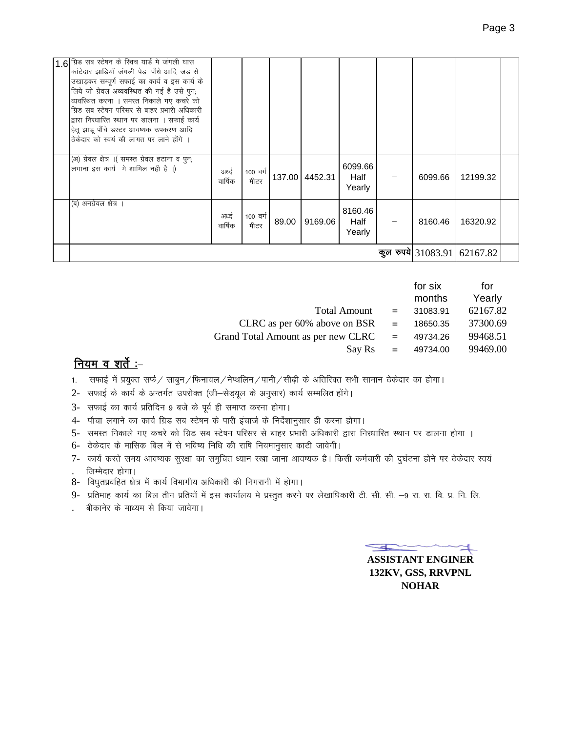| | | | | | | | | | | |
|---|---|---|---|---|---|---|---|---|---|---|
| 1.6 | ग्रिड सब स्टेषन के स्विच यार्ड मे जंगली घास कांटेदार झाड़ियॉ जंगली पेड़–पौधे आदि जड़ से उखाड़कर सम्पूर्ण सफाई का कार्य व इस कार्य के लिये जो ग्रेवल अव्यवस्थित की गई है उसे पुन; व्यवस्थित करना । समस्त निकाले गए कचरे को ग्रिड सब स्टेषन परिसर से बाहर प्रभारी अधिकारी द्वारा निरधारित स्थान पर डालना । सफाई कार्य हेतू झाडू पौंचे डस्टर आवष्यक उपकरण आदि ठेकेदार को स्वयं की लागत पर लाने होंगे । | | | | | | | | | |
| | (अ) ग्रेवल क्षेत्र ।( समस्त ग्रेवल हटाना व पुन; लगाना इस कार्य मे शामिल नही है ।) | अर्द्ध वार्षिक | 100 वर्ग मीटर | 137.00 | 4452.31 | 6099.66 Half Yearly | – | 6099.66 | 12199.32 | |
| | (ब) अनग्रेवल क्षेत्र । | अर्द्ध वार्षिक | 100 वर्ग मीटर | 89.00 | 9169.06 | 8160.46 Half Yearly | – | 8160.46 | 16320.92 | |
| | | | | | | | कुल रुपये | 31083.91 | 62167.82 | |

| | | for six months | for Yearly |
|---|---|---|---|
| Total Amount | = | 31083.91 | 62167.82 |
| CLRC as per 60% above on BSR | = | 18650.35 | 37300.69 |
| Grand Total Amount as per new CLRC | = | 49734.26 | 99468.51 |
| Say Rs | = | 49734.00 | 99469.00 |

## नियम व शर्ते :–

1. सफाई में प्रयुक्त सर्फ / साबुन / फिनायल / नेप्थलिन / पानी / सीढ़ी के अतिरिक्त सभी सामान ठेकेदार का होगा।
2- सफाई के कार्य के अन्तर्गत उपरोक्त (जी–सेड्यूल के अनुसार) कार्य सम्मिलित होंगे।
3- सफाई का कार्य प्रतिदिन 9 बजे के पूर्व ही समाप्त करना होगा।
4- पौचा लगाने का कार्य ग्रिड सब स्टेषन के पारी इंचार्ज के निर्देशानुसार ही करना होगा।
5- समस्त निकाले गए कचरे को ग्रिड सब स्टेषन परिसर से बाहर प्रभारी अधिकारी द्वारा निरधारित स्थान पर डालना होगा ।
6- ठेकेदार के मासिक बिल में से भविष्य निधि की राषि नियमानुसार काटी जावेगी।
7- कार्य करते समय आवष्यक सुरक्षा का समुचित ध्यान रखा जाना आवष्यक है। किसी कर्मचारी की दुर्घटना होने पर ठेकेदार स्वयं जिम्मेदार होगा।
8- विघुतप्रवहित क्षेत्र में कार्य विभागीय अधिकारी की निगरानी में होगा।
9- प्रतिमाह कार्य का बिल तीन प्रतियों में इस कार्यालय मे प्रस्तुत करने पर लेखाधिकारी टी. सी. सी. –9 रा. रा. वि. प्र. नि. लि. बीकानेर के माध्यम से किया जावेगा।

**ASSISTANT ENGINER**
**132KV, GSS, RRVPNL**
**NOHAR**